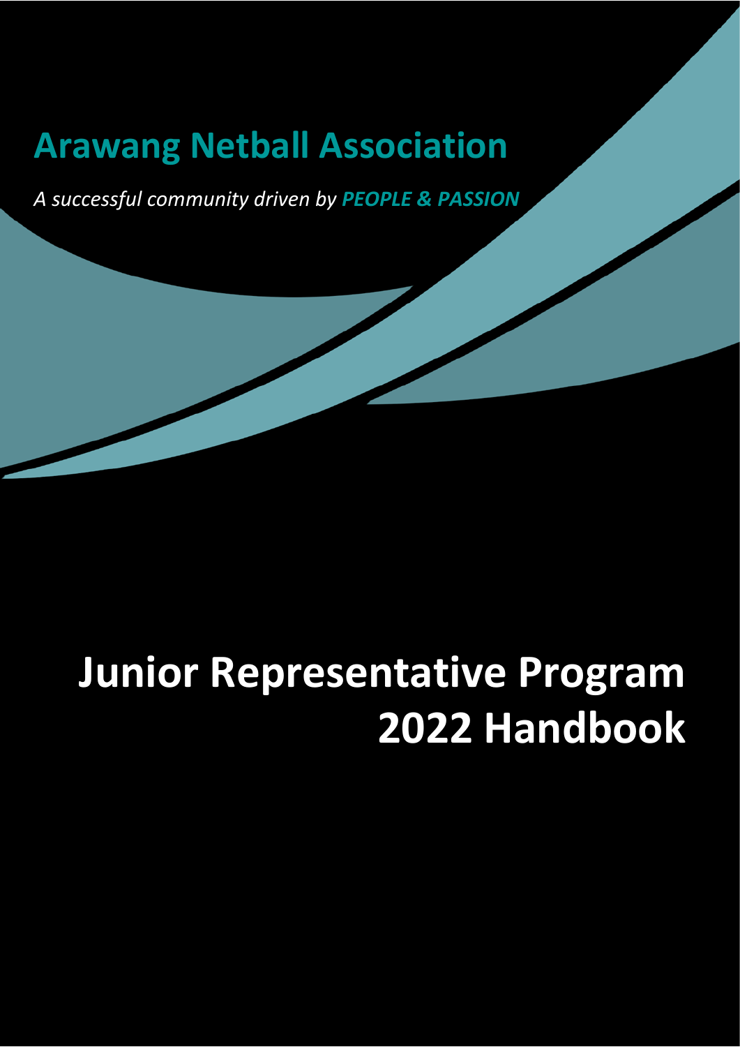# Arawang Netball Association

*A successful community driven by **PEOPLE & PASSION***

# Junior Representative Program 2022 Handbook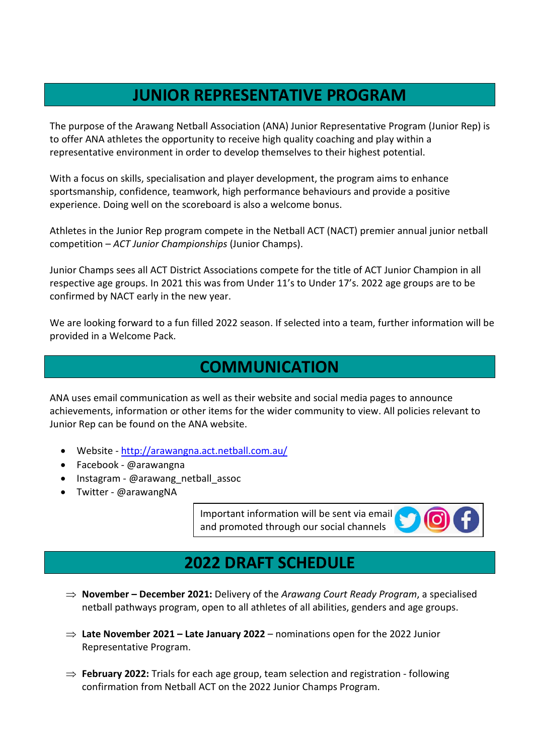## JUNIOR REPRESENTATIVE PROGRAM

The purpose of the Arawang Netball Association (ANA) Junior Representative Program (Junior Rep) is to offer ANA athletes the opportunity to receive high quality coaching and play within a representative environment in order to develop themselves to their highest potential.

With a focus on skills, specialisation and player development, the program aims to enhance sportsmanship, confidence, teamwork, high performance behaviours and provide a positive experience. Doing well on the scoreboard is also a welcome bonus.

Athletes in the Junior Rep program compete in the Netball ACT (NACT) premier annual junior netball competition – *ACT Junior Championships* (Junior Champs).

Junior Champs sees all ACT District Associations compete for the title of ACT Junior Champion in all respective age groups. In 2021 this was from Under 11's to Under 17's. 2022 age groups are to be confirmed by NACT early in the new year.

We are looking forward to a fun filled 2022 season. If selected into a team, further information will be provided in a Welcome Pack.

## COMMUNICATION

ANA uses email communication as well as their website and social media pages to announce achievements, information or other items for the wider community to view. All policies relevant to Junior Rep can be found on the ANA website.

- Website - http://arawangna.act.netball.com.au/
- Facebook - @arawangna
- Instagram - @arawang_netball_assoc
- Twitter - @arawangNA

Important information will be sent via email and promoted through our social channels

## 2022 DRAFT SCHEDULE

⇒ **November – December 2021:** Delivery of the *Arawang Court Ready Program*, a specialised netball pathways program, open to all athletes of all abilities, genders and age groups.

⇒ **Late November 2021 – Late January 2022** – nominations open for the 2022 Junior Representative Program.

⇒ **February 2022:** Trials for each age group, team selection and registration - following confirmation from Netball ACT on the 2022 Junior Champs Program.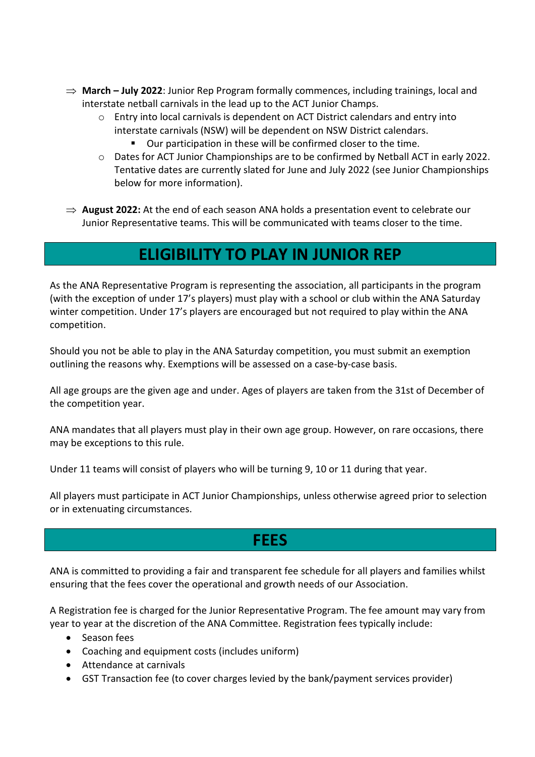- ⇒ **March – July 2022**: Junior Rep Program formally commences, including trainings, local and interstate netball carnivals in the lead up to the ACT Junior Champs.
  - Entry into local carnivals is dependent on ACT District calendars and entry into interstate carnivals (NSW) will be dependent on NSW District calendars.
    - Our participation in these will be confirmed closer to the time.
  - Dates for ACT Junior Championships are to be confirmed by Netball ACT in early 2022. Tentative dates are currently slated for June and July 2022 (see Junior Championships below for more information).

- ⇒ **August 2022:** At the end of each season ANA holds a presentation event to celebrate our Junior Representative teams. This will be communicated with teams closer to the time.

# ELIGIBILITY TO PLAY IN JUNIOR REP

As the ANA Representative Program is representing the association, all participants in the program (with the exception of under 17's players) must play with a school or club within the ANA Saturday winter competition. Under 17's players are encouraged but not required to play within the ANA competition.

Should you not be able to play in the ANA Saturday competition, you must submit an exemption outlining the reasons why. Exemptions will be assessed on a case-by-case basis.

All age groups are the given age and under. Ages of players are taken from the 31st of December of the competition year.

ANA mandates that all players must play in their own age group. However, on rare occasions, there may be exceptions to this rule.

Under 11 teams will consist of players who will be turning 9, 10 or 11 during that year.

All players must participate in ACT Junior Championships, unless otherwise agreed prior to selection or in extenuating circumstances.

# FEES

ANA is committed to providing a fair and transparent fee schedule for all players and families whilst ensuring that the fees cover the operational and growth needs of our Association.

A Registration fee is charged for the Junior Representative Program. The fee amount may vary from year to year at the discretion of the ANA Committee. Registration fees typically include:

- Season fees
- Coaching and equipment costs (includes uniform)
- Attendance at carnivals
- GST Transaction fee (to cover charges levied by the bank/payment services provider)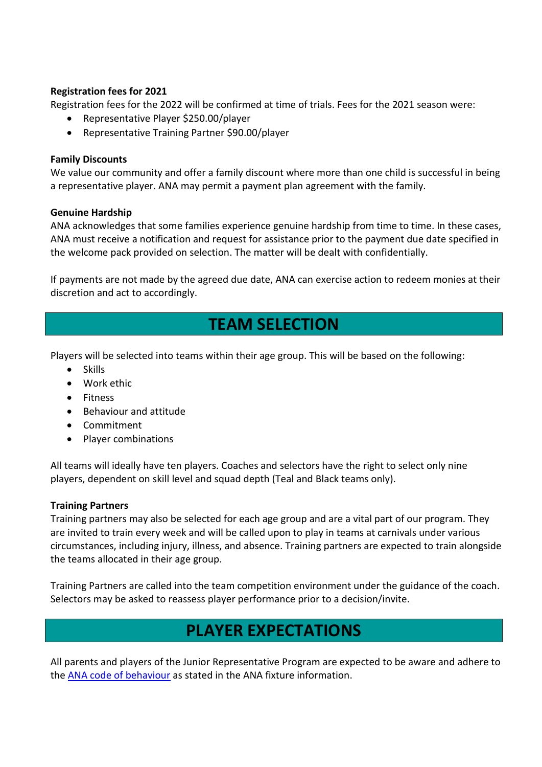**Registration fees for 2021**

Registration fees for the 2022 will be confirmed at time of trials. Fees for the 2021 season were:

- Representative Player $250.00/player
- Representative Training Partner $90.00/player

**Family Discounts**

We value our community and offer a family discount where more than one child is successful in being a representative player. ANA may permit a payment plan agreement with the family.

**Genuine Hardship**

ANA acknowledges that some families experience genuine hardship from time to time. In these cases, ANA must receive a notification and request for assistance prior to the payment due date specified in the welcome pack provided on selection. The matter will be dealt with confidentially.

If payments are not made by the agreed due date, ANA can exercise action to redeem monies at their discretion and act to accordingly.

## TEAM SELECTION

Players will be selected into teams within their age group. This will be based on the following:

- Skills
- Work ethic
- Fitness
- Behaviour and attitude
- Commitment
- Player combinations

All teams will ideally have ten players. Coaches and selectors have the right to select only nine players, dependent on skill level and squad depth (Teal and Black teams only).

**Training Partners**

Training partners may also be selected for each age group and are a vital part of our program. They are invited to train every week and will be called upon to play in teams at carnivals under various circumstances, including injury, illness, and absence. Training partners are expected to train alongside the teams allocated in their age group.

Training Partners are called into the team competition environment under the guidance of the coach. Selectors may be asked to reassess player performance prior to a decision/invite.

## PLAYER EXPECTATIONS

All parents and players of the Junior Representative Program are expected to be aware and adhere to the [ANA code of behaviour] as stated in the ANA fixture information.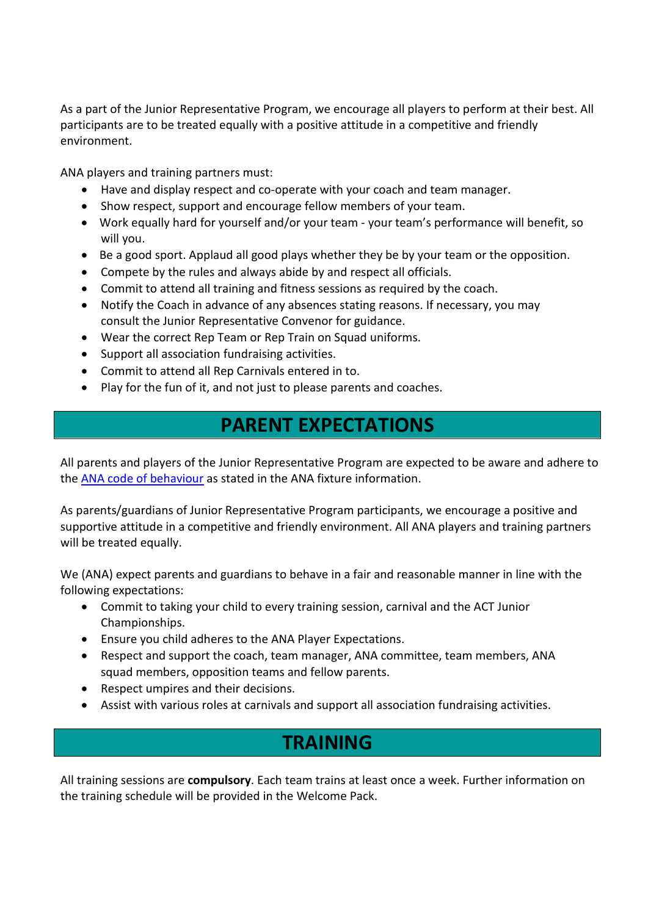As a part of the Junior Representative Program, we encourage all players to perform at their best. All participants are to be treated equally with a positive attitude in a competitive and friendly environment.

ANA players and training partners must:

- Have and display respect and co-operate with your coach and team manager.
- Show respect, support and encourage fellow members of your team.
- Work equally hard for yourself and/or your team - your team's performance will benefit, so will you.
- Be a good sport. Applaud all good plays whether they be by your team or the opposition.
- Compete by the rules and always abide by and respect all officials.
- Commit to attend all training and fitness sessions as required by the coach.
- Notify the Coach in advance of any absences stating reasons. If necessary, you may consult the Junior Representative Convenor for guidance.
- Wear the correct Rep Team or Rep Train on Squad uniforms.
- Support all association fundraising activities.
- Commit to attend all Rep Carnivals entered in to.
- Play for the fun of it, and not just to please parents and coaches.

## PARENT EXPECTATIONS

All parents and players of the Junior Representative Program are expected to be aware and adhere to the [ANA code of behaviour] as stated in the ANA fixture information.

As parents/guardians of Junior Representative Program participants, we encourage a positive and supportive attitude in a competitive and friendly environment. All ANA players and training partners will be treated equally.

We (ANA) expect parents and guardians to behave in a fair and reasonable manner in line with the following expectations:

- Commit to taking your child to every training session, carnival and the ACT Junior Championships.
- Ensure you child adheres to the ANA Player Expectations.
- Respect and support the coach, team manager, ANA committee, team members, ANA squad members, opposition teams and fellow parents.
- Respect umpires and their decisions.
- Assist with various roles at carnivals and support all association fundraising activities.

## TRAINING

All training sessions are **compulsory**. Each team trains at least once a week. Further information on the training schedule will be provided in the Welcome Pack.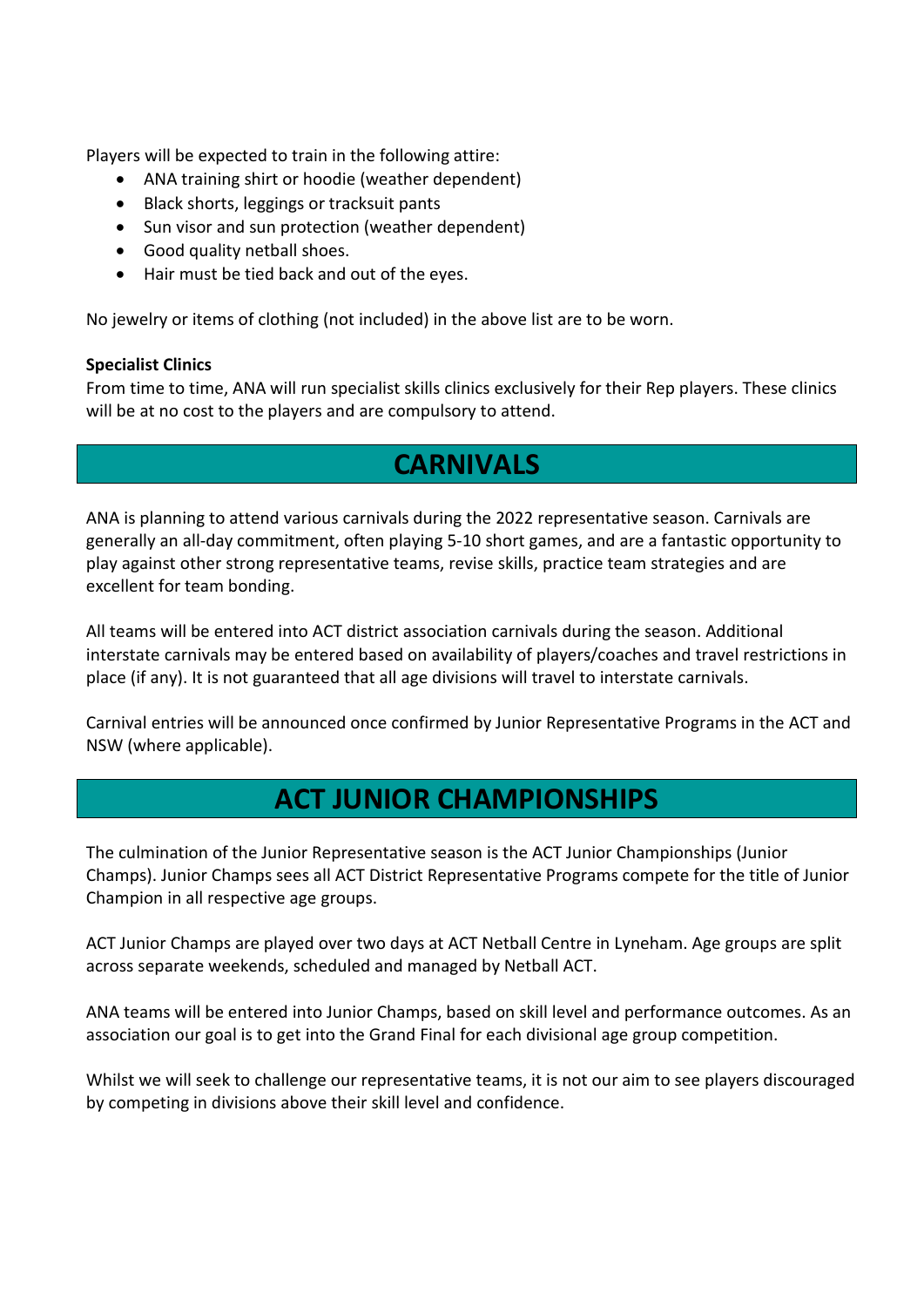Players will be expected to train in the following attire:

- ANA training shirt or hoodie (weather dependent)
- Black shorts, leggings or tracksuit pants
- Sun visor and sun protection (weather dependent)
- Good quality netball shoes.
- Hair must be tied back and out of the eyes.

No jewelry or items of clothing (not included) in the above list are to be worn.

**Specialist Clinics**
From time to time, ANA will run specialist skills clinics exclusively for their Rep players. These clinics will be at no cost to the players and are compulsory to attend.

## CARNIVALS

ANA is planning to attend various carnivals during the 2022 representative season. Carnivals are generally an all-day commitment, often playing 5-10 short games, and are a fantastic opportunity to play against other strong representative teams, revise skills, practice team strategies and are excellent for team bonding.

All teams will be entered into ACT district association carnivals during the season. Additional interstate carnivals may be entered based on availability of players/coaches and travel restrictions in place (if any). It is not guaranteed that all age divisions will travel to interstate carnivals.

Carnival entries will be announced once confirmed by Junior Representative Programs in the ACT and NSW (where applicable).

## ACT JUNIOR CHAMPIONSHIPS

The culmination of the Junior Representative season is the ACT Junior Championships (Junior Champs). Junior Champs sees all ACT District Representative Programs compete for the title of Junior Champion in all respective age groups.

ACT Junior Champs are played over two days at ACT Netball Centre in Lyneham. Age groups are split across separate weekends, scheduled and managed by Netball ACT.

ANA teams will be entered into Junior Champs, based on skill level and performance outcomes. As an association our goal is to get into the Grand Final for each divisional age group competition.

Whilst we will seek to challenge our representative teams, it is not our aim to see players discouraged by competing in divisions above their skill level and confidence.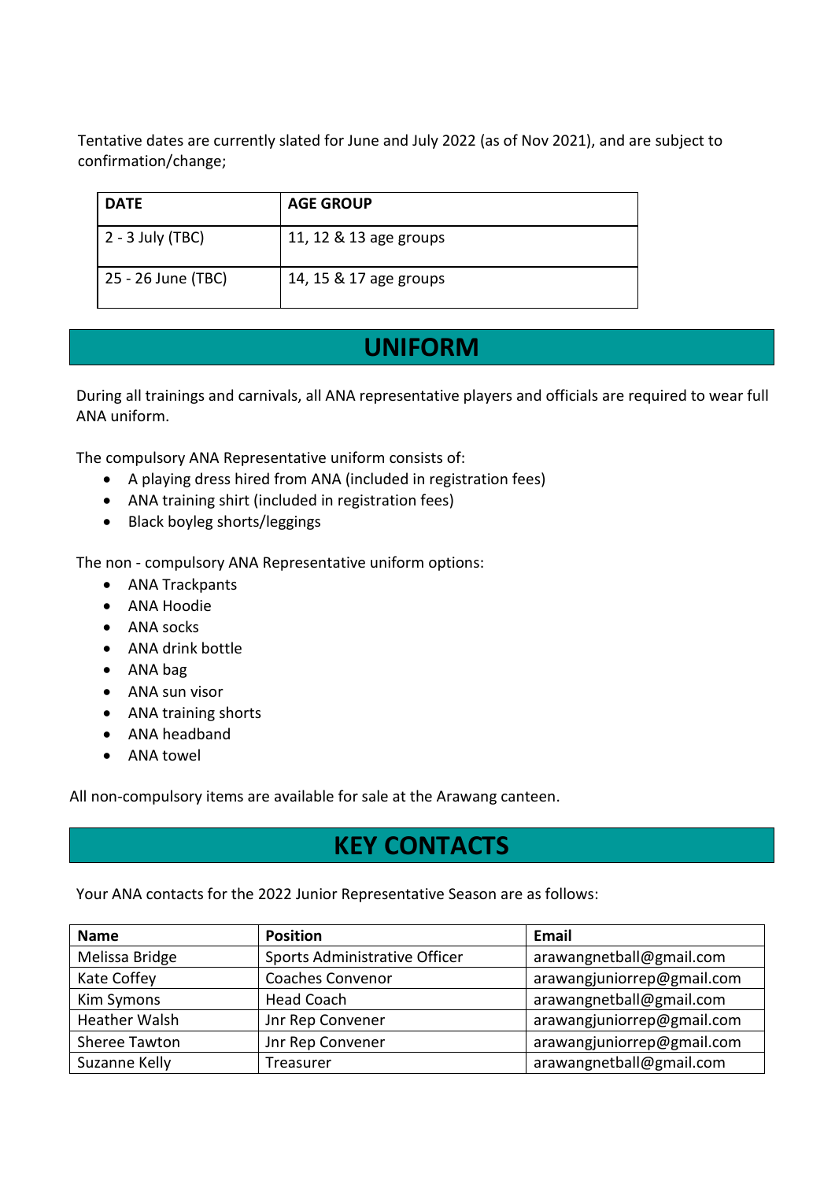Tentative dates are currently slated for June and July 2022 (as of Nov 2021), and are subject to confirmation/change;

| DATE | AGE GROUP |
| --- | --- |
| 2 - 3 July (TBC) | 11, 12 & 13 age groups |
| 25 - 26 June (TBC) | 14, 15 & 17 age groups |

## UNIFORM

During all trainings and carnivals, all ANA representative players and officials are required to wear full ANA uniform.

The compulsory ANA Representative uniform consists of:

- A playing dress hired from ANA (included in registration fees)
- ANA training shirt (included in registration fees)
- Black boyleg shorts/leggings

The non - compulsory ANA Representative uniform options:

- ANA Trackpants
- ANA Hoodie
- ANA socks
- ANA drink bottle
- ANA bag
- ANA sun visor
- ANA training shorts
- ANA headband
- ANA towel

All non-compulsory items are available for sale at the Arawang canteen.

## KEY CONTACTS

Your ANA contacts for the 2022 Junior Representative Season are as follows:

| Name | Position | Email |
| --- | --- | --- |
| Melissa Bridge | Sports Administrative Officer | arawangnetball@gmail.com |
| Kate Coffey | Coaches Convenor | arawangjuniorrep@gmail.com |
| Kim Symons | Head Coach | arawangnetball@gmail.com |
| Heather Walsh | Jnr Rep Convener | arawangjuniorrep@gmail.com |
| Sheree Tawton | Jnr Rep Convener | arawangjuniorrep@gmail.com |
| Suzanne Kelly | Treasurer | arawangnetball@gmail.com |